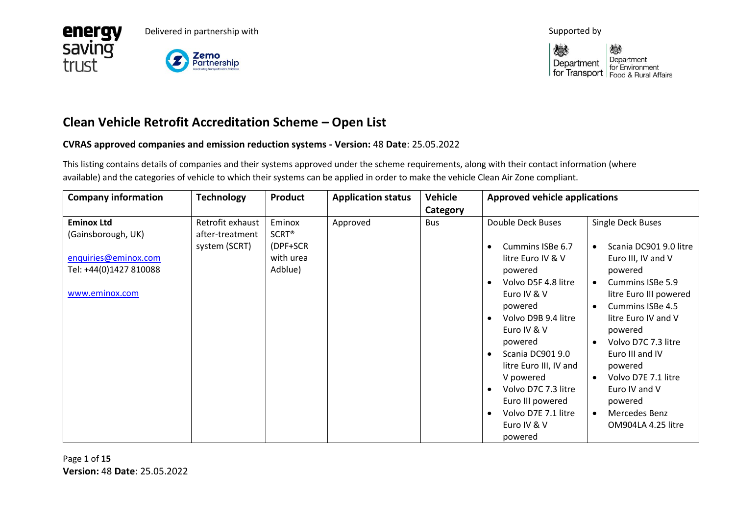Delivered in partnership with

Supported by

# Clean Vehicle Retrofit Accreditation Scheme – Open List

**CVRAS approved companies and emission reduction systems - Version:** 48 **Date**: 25.05.2022

This listing contains details of companies and their systems approved under the scheme requirements, along with their contact information (where available) and the categories of vehicle to which their systems can be applied in order to make the vehicle Clean Air Zone compliant.

| Company information | Technology | Product | Application status | Vehicle Category | Approved vehicle applications | |
|---|---|---|---|---|---|---|
| **Eminox Ltd** (Gainsborough, UK)<br><br>enquiries@eminox.com<br>Tel: +44(0)1427 810088<br><br>www.eminox.com | Retrofit exhaust after-treatment system (SCRT) | Eminox SCRT® (DPF+SCR with urea Adblue) | Approved | Bus | Double Deck Buses<br><br>• Cummins ISBe 6.7 litre Euro IV & V powered<br>• Volvo D5F 4.8 litre Euro IV & V powered<br>• Volvo D9B 9.4 litre Euro IV & V powered<br>• Scania DC901 9.0 litre Euro III, IV and V powered<br>• Volvo D7C 7.3 litre Euro III powered<br>• Volvo D7E 7.1 litre Euro IV & V powered | Single Deck Buses<br><br>• Scania DC901 9.0 litre Euro III, IV and V powered<br>• Cummins ISBe 5.9 litre Euro III powered<br>• Cummins ISBe 4.5 litre Euro IV and V powered<br>• Volvo D7C 7.3 litre Euro III and IV powered<br>• Volvo D7E 7.1 litre Euro IV and V powered<br>• Mercedes Benz OM904LA 4.25 litre |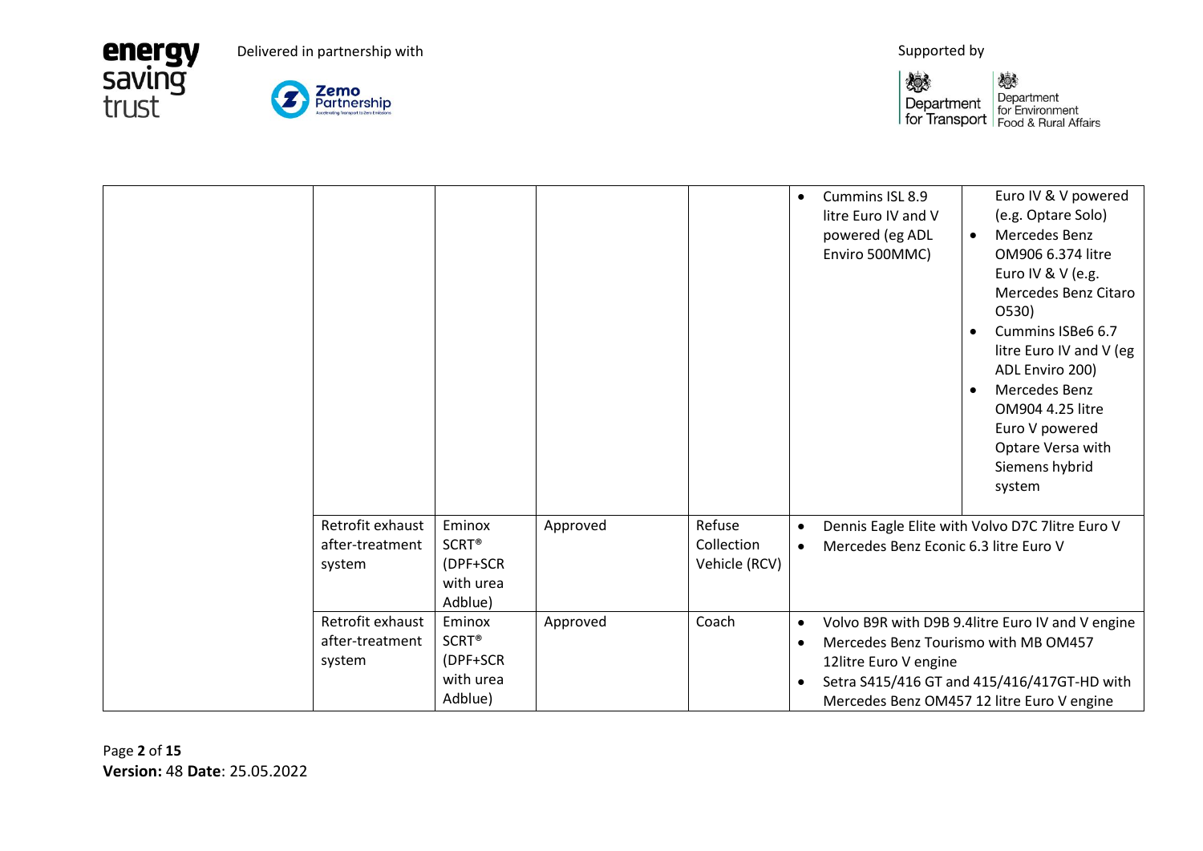| | | | | | | |
|---|---|---|---|---|---|---|
| | | | | | • Cummins ISL 8.9 litre Euro IV and V powered (eg ADL Enviro 500MMC) | Euro IV & V powered (e.g. Optare Solo)<br>• Mercedes Benz OM906 6.374 litre Euro IV & V (e.g. Mercedes Benz Citaro O530)<br>• Cummins ISBe6 6.7 litre Euro IV and V (eg ADL Enviro 200)<br>• Mercedes Benz OM904 4.25 litre Euro V powered Optare Versa with Siemens hybrid system |
| | Retrofit exhaust after-treatment system | Eminox SCRT® (DPF+SCR with urea Adblue) | Approved | Refuse Collection Vehicle (RCV) | • Dennis Eagle Elite with Volvo D7C 7litre Euro V<br>• Mercedes Benz Econic 6.3 litre Euro V | |
| | Retrofit exhaust after-treatment system | Eminox SCRT® (DPF+SCR with urea Adblue) | Approved | Coach | • Volvo B9R with D9B 9.4litre Euro IV and V engine<br>• Mercedes Benz Tourismo with MB OM457 12litre Euro V engine<br>• Setra S415/416 GT and 415/416/417GT-HD with Mercedes Benz OM457 12 litre Euro V engine | |

**Version:** 48 **Date**: 25.05.2022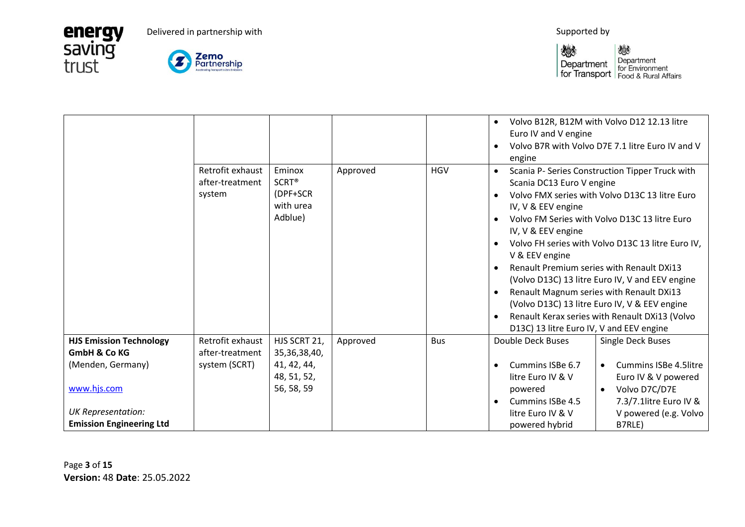| | | | | | |
|---|---|---|---|---|---|
| | | | | | • Volvo B12R, B12M with Volvo D12 12.13 litre Euro IV and V engine<br>• Volvo B7R with Volvo D7E 7.1 litre Euro IV and V engine |
| | Retrofit exhaust after-treatment system | Eminox SCRT® (DPF+SCR with urea Adblue) | Approved | HGV | • Scania P- Series Construction Tipper Truck with Scania DC13 Euro V engine<br>• Volvo FMX series with Volvo D13C 13 litre Euro IV, V & EEV engine<br>• Volvo FM Series with Volvo D13C 13 litre Euro IV, V & EEV engine<br>• Volvo FH series with Volvo D13C 13 litre Euro IV, V & EEV engine<br>• Renault Premium series with Renault DXi13 (Volvo D13C) 13 litre Euro IV, V and EEV engine<br>• Renault Magnum series with Renault DXi13 (Volvo D13C) 13 litre Euro IV, V & EEV engine<br>• Renault Kerax series with Renault DXi13 (Volvo D13C) 13 litre Euro IV, V and EEV engine |
| **HJS Emission Technology GmbH & Co KG** (Menden, Germany)<br><br>www.hjs.com<br><br>*UK Representation:* **Emission Engineering Ltd** | Retrofit exhaust after-treatment system (SCRT) | HJS SCRT 21, 35,36,38,40, 41, 42, 44, 48, 51, 52, 56, 58, 59 | Approved | Bus | Double Deck Buses<br>• Cummins ISBe 6.7 litre Euro IV & V powered<br>• Cummins ISBe 4.5 litre Euro IV & V powered hybrid<br><br>Single Deck Buses<br>• Cummins ISBe 4.5litre Euro IV & V powered<br>• Volvo D7C/D7E 7.3/7.1litre Euro IV & V powered (e.g. Volvo B7RLE) |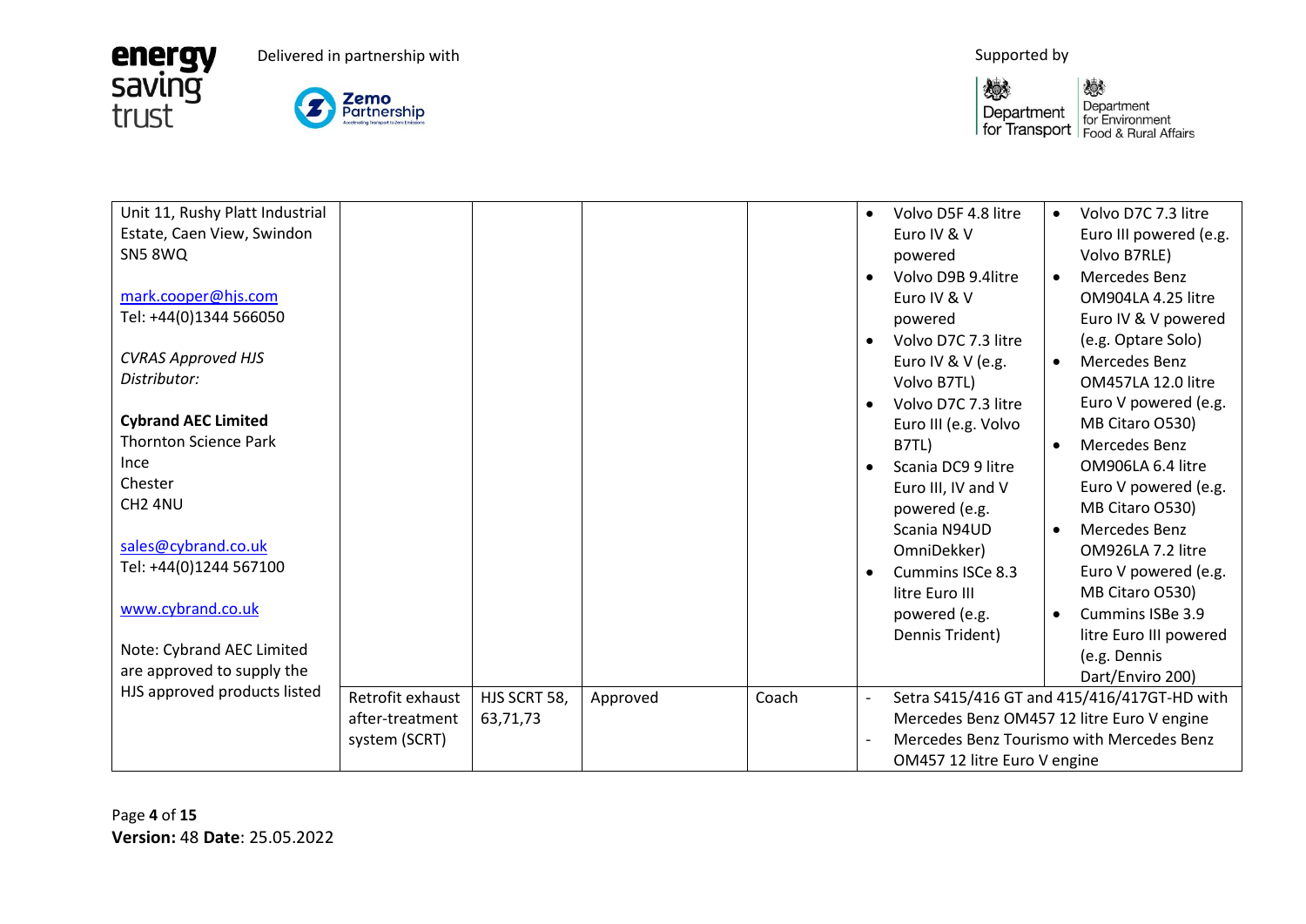| | | | | | | |
|---|---|---|---|---|---|---|
| Unit 11, Rushy Platt Industrial Estate, Caen View, Swindon SN5 8WQ<br><br>mark.cooper@hjs.com<br>Tel: +44(0)1344 566050<br><br>*CVRAS Approved HJS Distributor:*<br><br>**Cybrand AEC Limited**<br>Thornton Science Park<br>Ince<br>Chester<br>CH2 4NU<br><br>sales@cybrand.co.uk<br>Tel: +44(0)1244 567100<br><br>www.cybrand.co.uk<br><br>Note: Cybrand AEC Limited are approved to supply the HJS approved products listed | | | | | • Volvo D5F 4.8 litre Euro IV & V powered<br>• Volvo D9B 9.4litre Euro IV & V powered<br>• Volvo D7C 7.3 litre Euro IV & V (e.g. Volvo B7TL)<br>• Volvo D7C 7.3 litre Euro III (e.g. Volvo B7TL)<br>• Scania DC9 9 litre Euro III, IV and V powered (e.g. Scania N94UD OmniDekker)<br>• Cummins ISCe 8.3 litre Euro III powered (e.g. Dennis Trident) | • Volvo D7C 7.3 litre Euro III powered (e.g. Volvo B7RLE)<br>• Mercedes Benz OM904LA 4.25 litre Euro IV & V powered (e.g. Optare Solo)<br>• Mercedes Benz OM457LA 12.0 litre Euro V powered (e.g. MB Citaro O530)<br>• Mercedes Benz OM906LA 6.4 litre Euro V powered (e.g. MB Citaro O530)<br>• Mercedes Benz OM926LA 7.2 litre Euro V powered (e.g. MB Citaro O530)<br>• Cummins ISBe 3.9 litre Euro III powered (e.g. Dennis Dart/Enviro 200) |
| | Retrofit exhaust after-treatment system (SCRT) | HJS SCRT 58, 63,71,73 | Approved | Coach | - Setra S415/416 GT and 415/416/417GT-HD with Mercedes Benz OM457 12 litre Euro V engine<br>- Mercedes Benz Tourismo with Mercedes Benz OM457 12 litre Euro V engine | |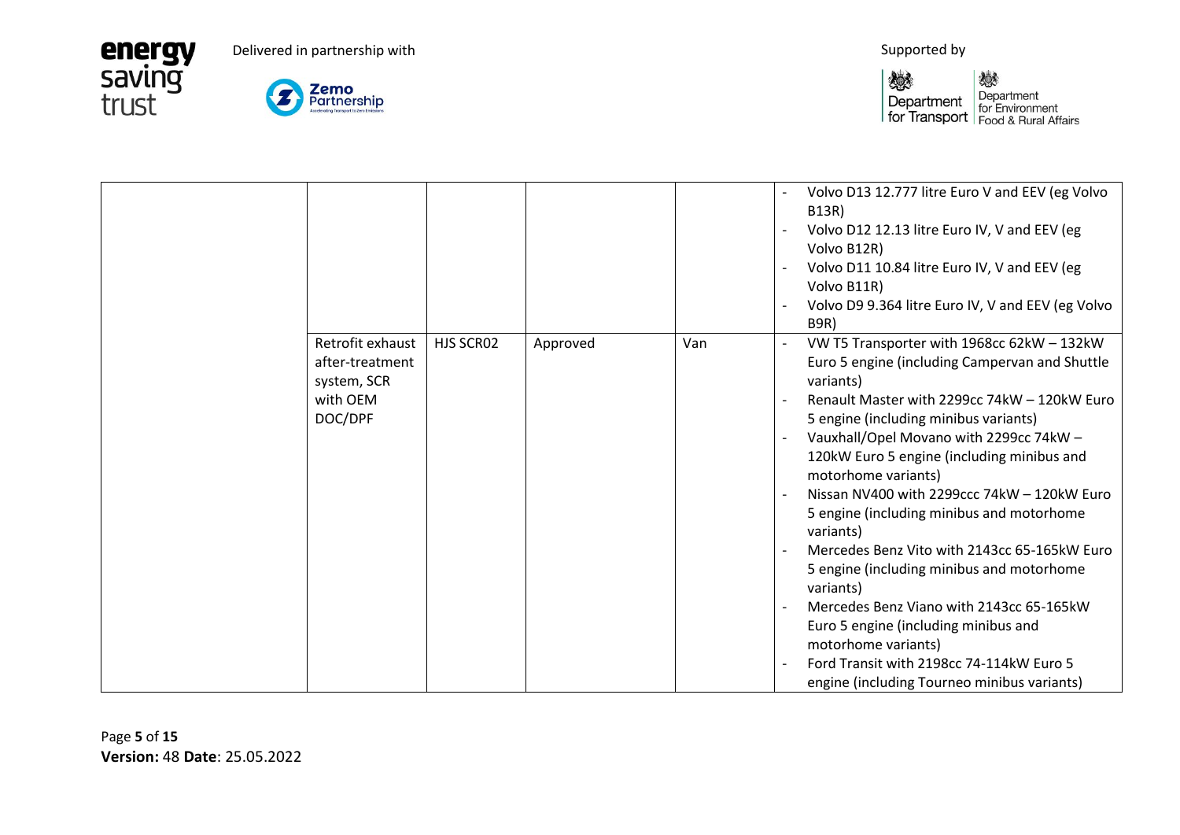| | | | | | |
|---|---|---|---|---|---|
| | | | | | - Volvo D13 12.777 litre Euro V and EEV (eg Volvo B13R)<br>- Volvo D12 12.13 litre Euro IV, V and EEV (eg Volvo B12R)<br>- Volvo D11 10.84 litre Euro IV, V and EEV (eg Volvo B11R)<br>- Volvo D9 9.364 litre Euro IV, V and EEV (eg Volvo B9R) |
| | Retrofit exhaust after-treatment system, SCR with OEM DOC/DPF | HJS SCR02 | Approved | Van | - VW T5 Transporter with 1968cc 62kW – 132kW Euro 5 engine (including Campervan and Shuttle variants)<br>- Renault Master with 2299cc 74kW – 120kW Euro 5 engine (including minibus variants)<br>- Vauxhall/Opel Movano with 2299cc 74kW – 120kW Euro 5 engine (including minibus and motorhome variants)<br>- Nissan NV400 with 2299ccc 74kW – 120kW Euro 5 engine (including minibus and motorhome variants)<br>- Mercedes Benz Vito with 2143cc 65-165kW Euro 5 engine (including minibus and motorhome variants)<br>- Mercedes Benz Viano with 2143cc 65-165kW Euro 5 engine (including minibus and motorhome variants)<br>- Ford Transit with 2198cc 74-114kW Euro 5 engine (including Tourneo minibus variants) |

**Version:** 48 **Date**: 25.05.2022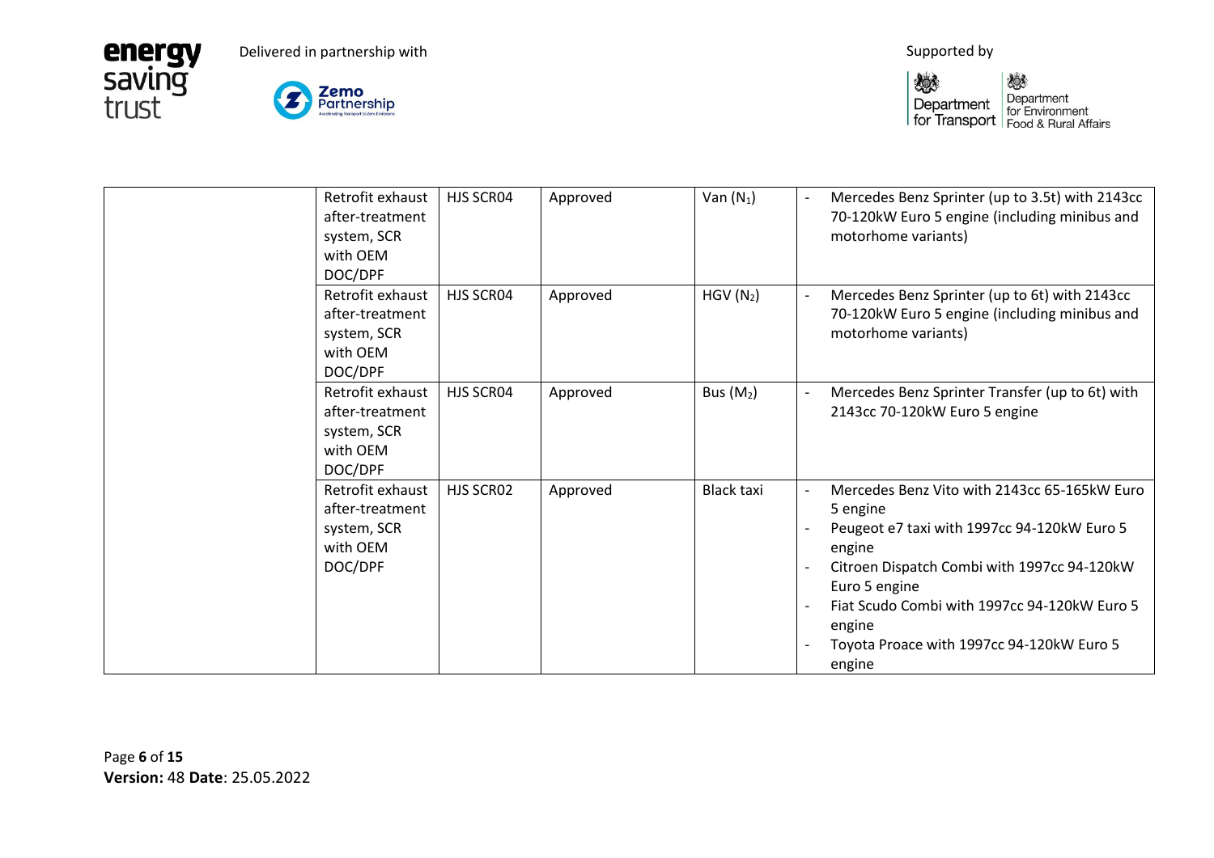| | | | | | |
|---|---|---|---|---|---|
| | Retrofit exhaust after-treatment system, SCR with OEM DOC/DPF | HJS SCR04 | Approved | Van ($N_1$) | - Mercedes Benz Sprinter (up to 3.5t) with 2143cc 70-120kW Euro 5 engine (including minibus and motorhome variants) |
| | Retrofit exhaust after-treatment system, SCR with OEM DOC/DPF | HJS SCR04 | Approved | HGV ($N_2$) | - Mercedes Benz Sprinter (up to 6t) with 2143cc 70-120kW Euro 5 engine (including minibus and motorhome variants) |
| | Retrofit exhaust after-treatment system, SCR with OEM DOC/DPF | HJS SCR04 | Approved | Bus ($M_2$) | - Mercedes Benz Sprinter Transfer (up to 6t) with 2143cc 70-120kW Euro 5 engine |
| | Retrofit exhaust after-treatment system, SCR with OEM DOC/DPF | HJS SCR02 | Approved | Black taxi | - Mercedes Benz Vito with 2143cc 65-165kW Euro 5 engine<br>- Peugeot e7 taxi with 1997cc 94-120kW Euro 5 engine<br>- Citroen Dispatch Combi with 1997cc 94-120kW Euro 5 engine<br>- Fiat Scudo Combi with 1997cc 94-120kW Euro 5 engine<br>- Toyota Proace with 1997cc 94-120kW Euro 5 engine |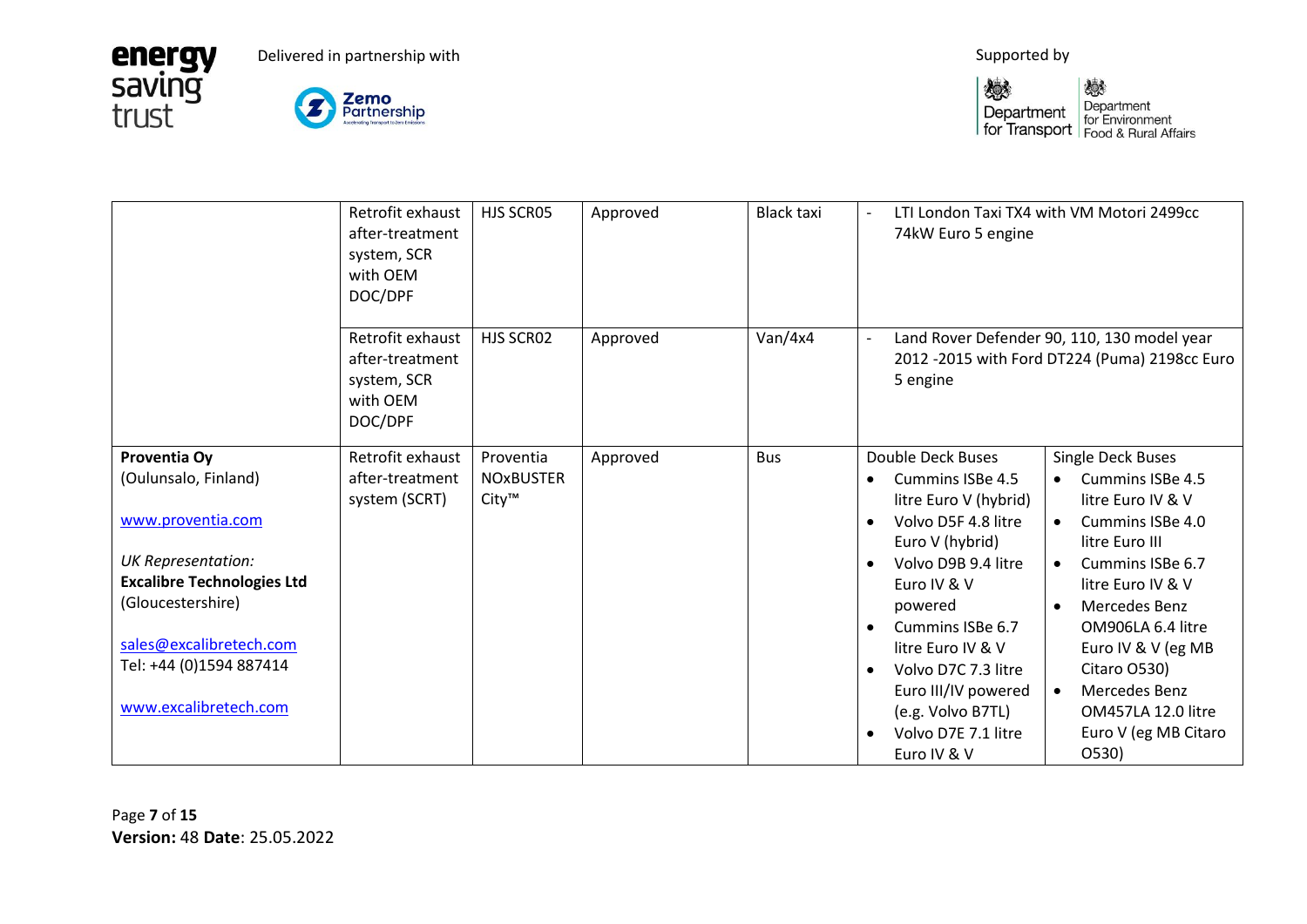| | | | | | | |
|---|---|---|---|---|---|---|
| | Retrofit exhaust after-treatment system, SCR with OEM DOC/DPF | HJS SCR05 | Approved | Black taxi | - LTI London Taxi TX4 with VM Motori 2499cc 74kW Euro 5 engine | |
| | Retrofit exhaust after-treatment system, SCR with OEM DOC/DPF | HJS SCR02 | Approved | Van/4x4 | - Land Rover Defender 90, 110, 130 model year 2012 -2015 with Ford DT224 (Puma) 2198cc Euro 5 engine | |
| **Proventia Oy** (Oulunsalo, Finland)<br><br>www.proventia.com<br><br>*UK Representation:*<br>**Excalibre Technologies Ltd** (Gloucestershire)<br><br>sales@excalibretech.com<br>Tel: +44 (0)1594 887414<br><br>www.excalibretech.com | Retrofit exhaust after-treatment system (SCRT) | Proventia NOxBUSTER City™ | Approved | Bus | Double Deck Buses<br>• Cummins ISBe 4.5 litre Euro V (hybrid)<br>• Volvo D5F 4.8 litre Euro V (hybrid)<br>• Volvo D9B 9.4 litre Euro IV & V powered<br>• Cummins ISBe 6.7 litre Euro IV & V<br>• Volvo D7C 7.3 litre Euro III/IV powered (e.g. Volvo B7TL)<br>• Volvo D7E 7.1 litre Euro IV & V | Single Deck Buses<br>• Cummins ISBe 4.5 litre Euro IV & V<br>• Cummins ISBe 4.0 litre Euro III<br>• Cummins ISBe 6.7 litre Euro IV & V<br>• Mercedes Benz OM906LA 6.4 litre Euro IV & V (eg MB Citaro O530)<br>• Mercedes Benz OM457LA 12.0 litre Euro V (eg MB Citaro O530) |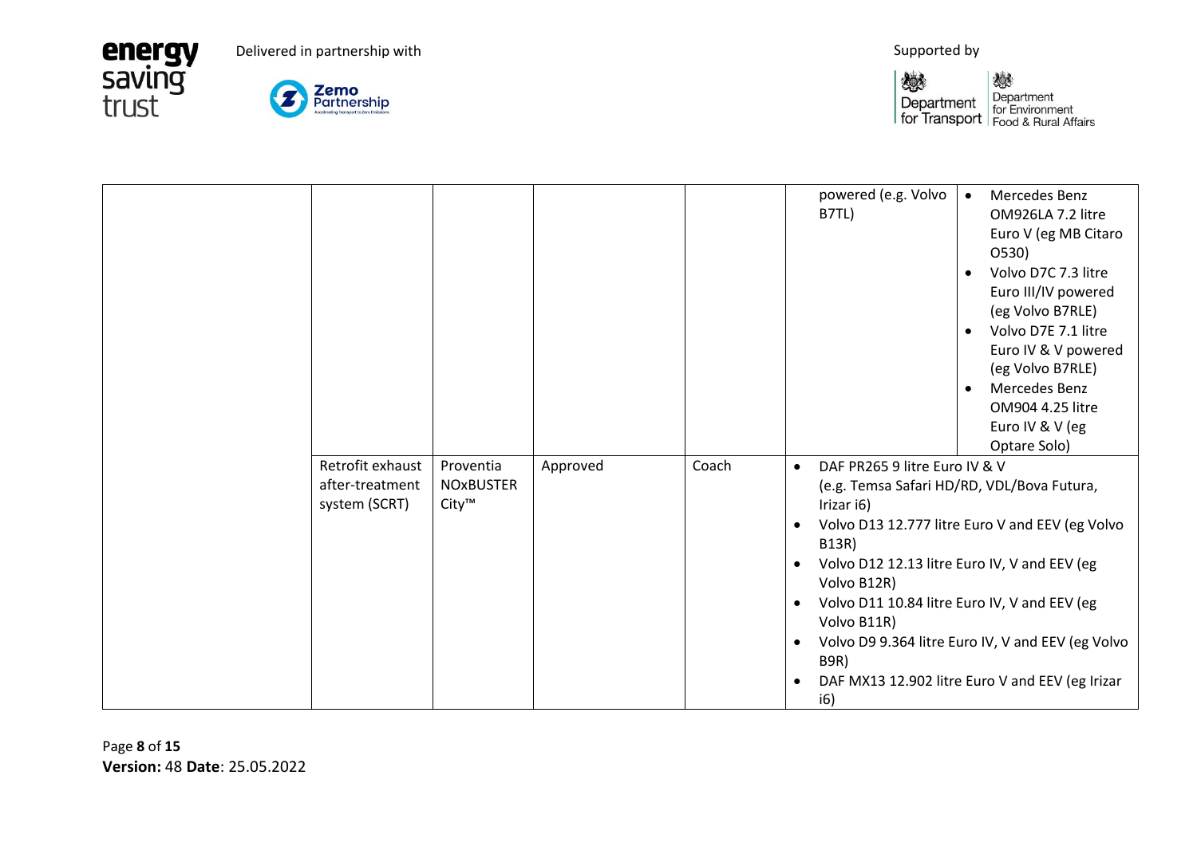| | | | | | | |
|---|---|---|---|---|---|---|
| | | | | | powered (e.g. Volvo B7TL) | • Mercedes Benz OM926LA 7.2 litre Euro V (eg MB Citaro O530)<br>• Volvo D7C 7.3 litre Euro III/IV powered (eg Volvo B7RLE)<br>• Volvo D7E 7.1 litre Euro IV & V powered (eg Volvo B7RLE)<br>• Mercedes Benz OM904 4.25 litre Euro IV & V (eg Optare Solo) |
| | Retrofit exhaust after-treatment system (SCRT) | Proventia NOxBUSTER City™ | Approved | Coach | • DAF PR265 9 litre Euro IV & V (e.g. Temsa Safari HD/RD, VDL/Bova Futura, Irizar i6)<br>• Volvo D13 12.777 litre Euro V and EEV (eg Volvo B13R)<br>• Volvo D12 12.13 litre Euro IV, V and EEV (eg Volvo B12R)<br>• Volvo D11 10.84 litre Euro IV, V and EEV (eg Volvo B11R)<br>• Volvo D9 9.364 litre Euro IV, V and EEV (eg Volvo B9R)<br>• DAF MX13 12.902 litre Euro V and EEV (eg Irizar i6) | |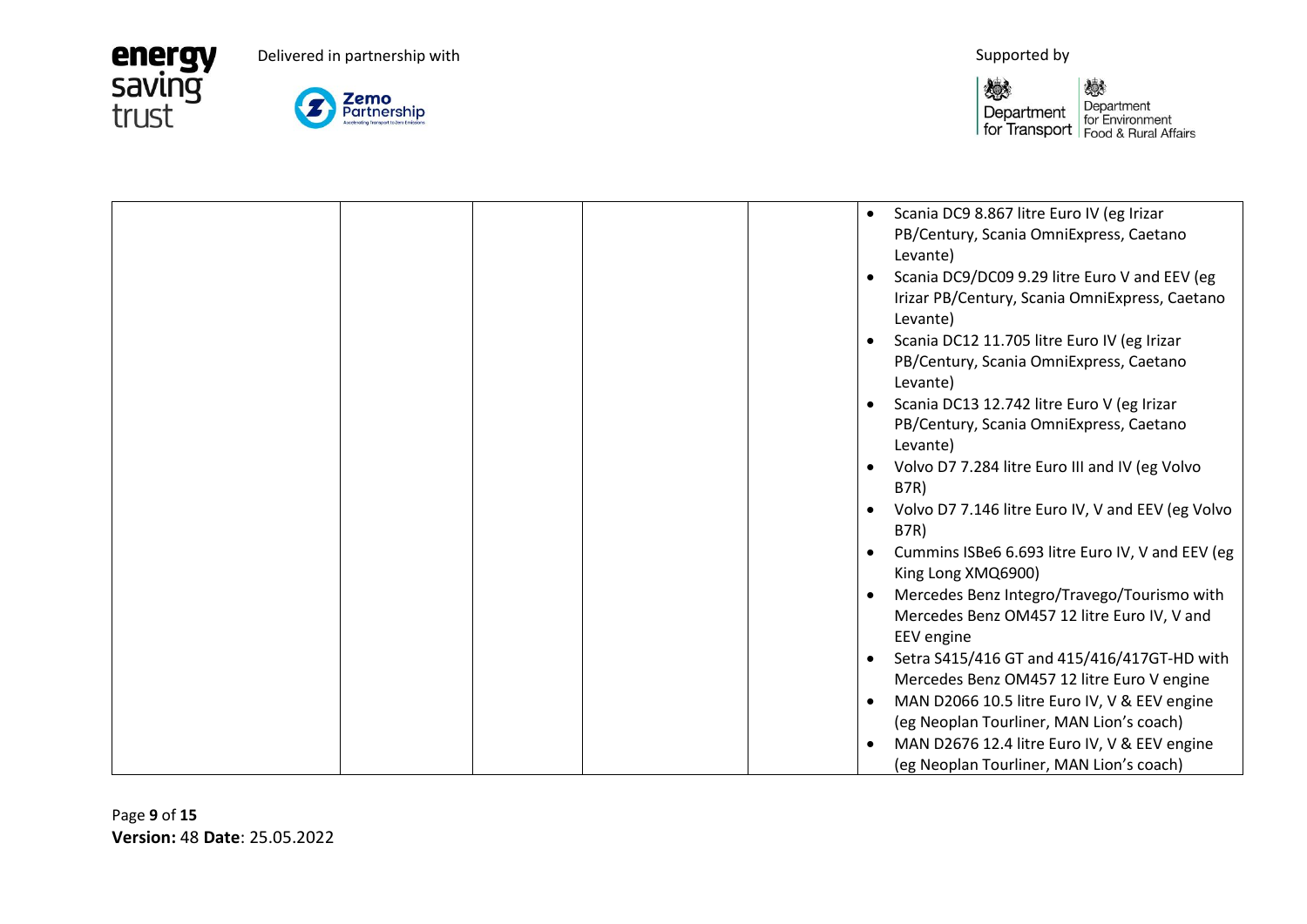| | | | | | |
|---|---|---|---|---|---|
| | | | | | • Scania DC9 8.867 litre Euro IV (eg Irizar PB/Century, Scania OmniExpress, Caetano Levante)<br>• Scania DC9/DC09 9.29 litre Euro V and EEV (eg Irizar PB/Century, Scania OmniExpress, Caetano Levante)<br>• Scania DC12 11.705 litre Euro IV (eg Irizar PB/Century, Scania OmniExpress, Caetano Levante)<br>• Scania DC13 12.742 litre Euro V (eg Irizar PB/Century, Scania OmniExpress, Caetano Levante)<br>• Volvo D7 7.284 litre Euro III and IV (eg Volvo B7R)<br>• Volvo D7 7.146 litre Euro IV, V and EEV (eg Volvo B7R)<br>• Cummins ISBe6 6.693 litre Euro IV, V and EEV (eg King Long XMQ6900)<br>• Mercedes Benz Integro/Travego/Tourismo with Mercedes Benz OM457 12 litre Euro IV, V and EEV engine<br>• Setra S415/416 GT and 415/416/417GT-HD with Mercedes Benz OM457 12 litre Euro V engine<br>• MAN D2066 10.5 litre Euro IV, V & EEV engine (eg Neoplan Tourliner, MAN Lion's coach)<br>• MAN D2676 12.4 litre Euro IV, V & EEV engine (eg Neoplan Tourliner, MAN Lion's coach) |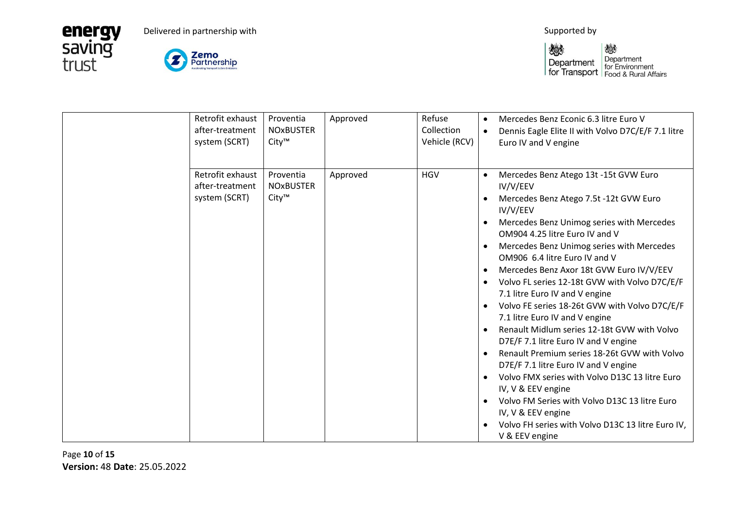| | | | | | |
|---|---|---|---|---|---|
| | Retrofit exhaust after-treatment system (SCRT) | Proventia NOxBUSTER City™ | Approved | Refuse Collection Vehicle (RCV) | • Mercedes Benz Econic 6.3 litre Euro V<br>• Dennis Eagle Elite II with Volvo D7C/E/F 7.1 litre Euro IV and V engine |
| | Retrofit exhaust after-treatment system (SCRT) | Proventia NOxBUSTER City™ | Approved | HGV | • Mercedes Benz Atego 13t -15t GVW Euro IV/V/EEV<br>• Mercedes Benz Atego 7.5t -12t GVW Euro IV/V/EEV<br>• Mercedes Benz Unimog series with Mercedes OM904 4.25 litre Euro IV and V<br>• Mercedes Benz Unimog series with Mercedes OM906 6.4 litre Euro IV and V<br>• Mercedes Benz Axor 18t GVW Euro IV/V/EEV<br>• Volvo FL series 12-18t GVW with Volvo D7C/E/F 7.1 litre Euro IV and V engine<br>• Volvo FE series 18-26t GVW with Volvo D7C/E/F 7.1 litre Euro IV and V engine<br>• Renault Midlum series 12-18t GVW with Volvo D7E/F 7.1 litre Euro IV and V engine<br>• Renault Premium series 18-26t GVW with Volvo D7E/F 7.1 litre Euro IV and V engine<br>• Volvo FMX series with Volvo D13C 13 litre Euro IV, V & EEV engine<br>• Volvo FM Series with Volvo D13C 13 litre Euro IV, V & EEV engine<br>• Volvo FH series with Volvo D13C 13 litre Euro IV, V & EEV engine |

**Version:** 48 **Date**: 25.05.2022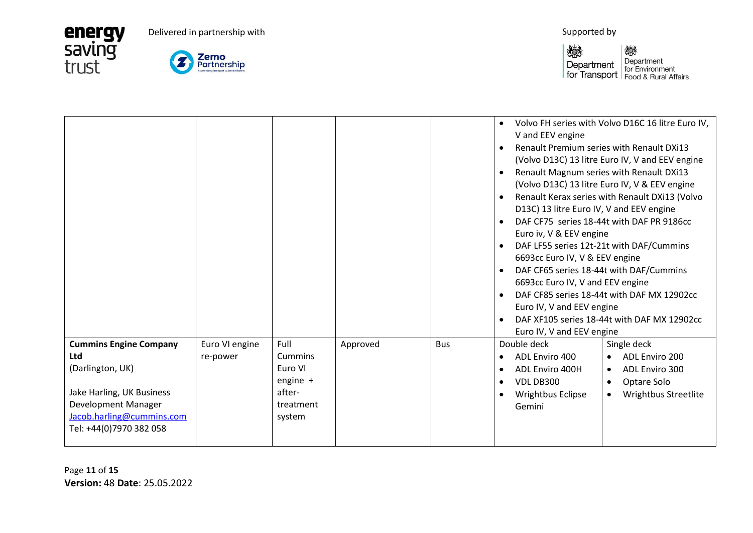| | | | | | | |
|---|---|---|---|---|---|---|
| | | | | | • Volvo FH series with Volvo D16C 16 litre Euro IV, V and EEV engine<br>• Renault Premium series with Renault DXi13 (Volvo D13C) 13 litre Euro IV, V and EEV engine<br>• Renault Magnum series with Renault DXi13 (Volvo D13C) 13 litre Euro IV, V & EEV engine<br>• Renault Kerax series with Renault DXi13 (Volvo D13C) 13 litre Euro IV, V and EEV engine<br>• DAF CF75 series 18-44t with DAF PR 9186cc Euro iv, V & EEV engine<br>• DAF LF55 series 12t-21t with DAF/Cummins 6693cc Euro IV, V & EEV engine<br>• DAF CF65 series 18-44t with DAF/Cummins 6693cc Euro IV, V and EEV engine<br>• DAF CF85 series 18-44t with DAF MX 12902cc Euro IV, V and EEV engine<br>• DAF XF105 series 18-44t with DAF MX 12902cc Euro IV, V and EEV engine | |
| **Cummins Engine Company Ltd**<br>(Darlington, UK)<br><br>Jake Harling, UK Business Development Manager<br>Jacob.harling@cummins.com<br>Tel: +44(0)7970 382 058 | Euro VI engine re-power | Full Cummins Euro VI engine + after-treatment system | Approved | Bus | Double deck<br>• ADL Enviro 400<br>• ADL Enviro 400H<br>• VDL DB300<br>• Wrightbus Eclipse Gemini | Single deck<br>• ADL Enviro 200<br>• ADL Enviro 300<br>• Optare Solo<br>• Wrightbus Streetlite |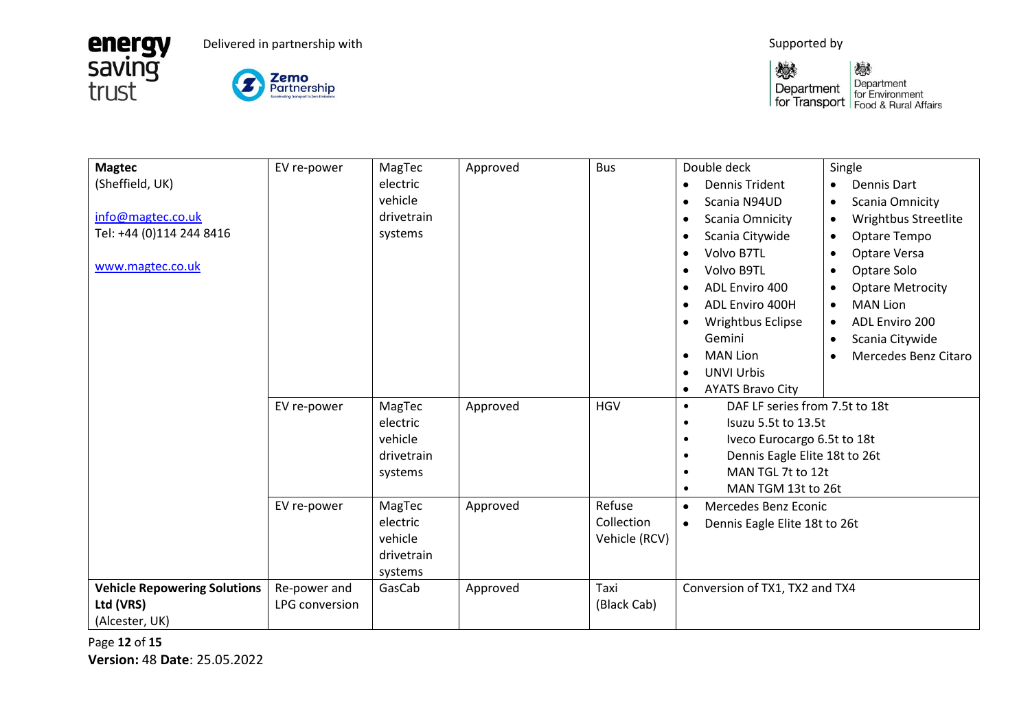| | | | | | | |
|---|---|---|---|---|---|---|
| **Magtec** (Sheffield, UK) info@magtec.co.uk Tel: +44 (0)114 244 8416 www.magtec.co.uk | EV re-power | MagTec electric vehicle drivetrain systems | Approved | Bus | Double deck<br>• Dennis Trident<br>• Scania N94UD<br>• Scania Omnicity<br>• Scania Citywide<br>• Volvo B7TL<br>• Volvo B9TL<br>• ADL Enviro 400<br>• ADL Enviro 400H<br>• Wrightbus Eclipse Gemini<br>• MAN Lion<br>• UNVI Urbis<br>• AYATS Bravo City | Single<br>• Dennis Dart<br>• Scania Omnicity<br>• Wrightbus Streetlite<br>• Optare Tempo<br>• Optare Versa<br>• Optare Solo<br>• Optare Metrocity<br>• MAN Lion<br>• ADL Enviro 200<br>• Scania Citywide<br>• Mercedes Benz Citaro |
| | EV re-power | MagTec electric vehicle drivetrain systems | Approved | HGV | • DAF LF series from 7.5t to 18t<br>• Isuzu 5.5t to 13.5t<br>• Iveco Eurocargo 6.5t to 18t<br>• Dennis Eagle Elite 18t to 26t<br>• MAN TGL 7t to 12t<br>• MAN TGM 13t to 26t | |
| | EV re-power | MagTec electric vehicle drivetrain systems | Approved | Refuse Collection Vehicle (RCV) | • Mercedes Benz Econic<br>• Dennis Eagle Elite 18t to 26t | |
| **Vehicle Repowering Solutions Ltd (VRS)** (Alcester, UK) | Re-power and LPG conversion | GasCab | Approved | Taxi (Black Cab) | Conversion of TX1, TX2 and TX4 | |

**Version:** 48 **Date**: 25.05.2022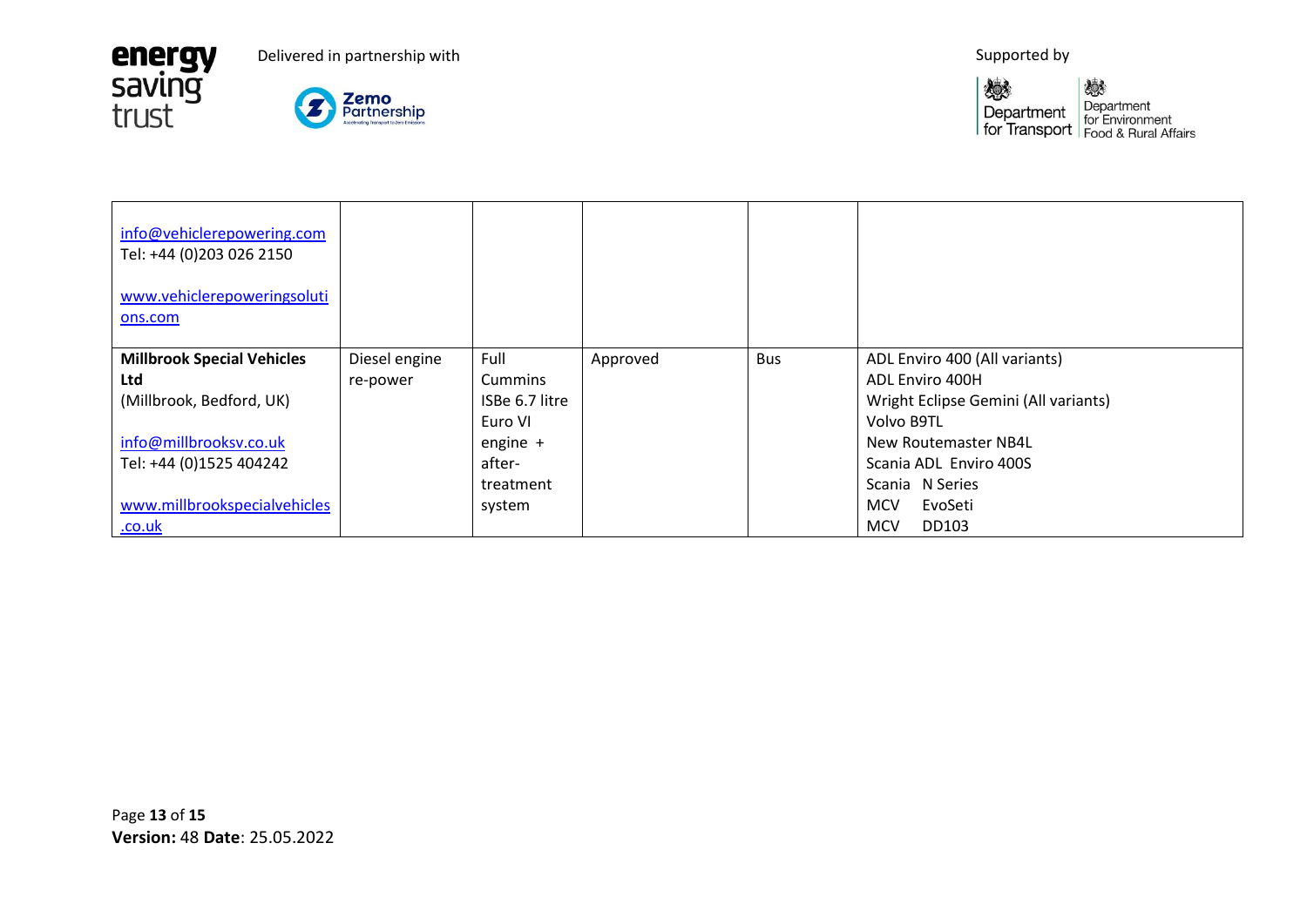| | | | | | |
|---|---|---|---|---|---|
| info@vehiclerepowering.com<br>Tel: +44 (0)203 026 2150<br><br>www.vehiclerepoweringsolutions.com | | | | | |
| **Millbrook Special Vehicles Ltd**<br>(Millbrook, Bedford, UK)<br><br>info@millbrooksv.co.uk<br>Tel: +44 (0)1525 404242<br><br>www.millbrookspecialvehicles.co.uk | Diesel engine re-power | Full Cummins ISBe 6.7 litre Euro VI engine + after-treatment system | Approved | Bus | ADL Enviro 400 (All variants)<br>ADL Enviro 400H<br>Wright Eclipse Gemini (All variants)<br>Volvo B9TL<br>New Routemaster NB4L<br>Scania ADL Enviro 400S<br>Scania N Series<br>MCV EvoSeti<br>MCV DD103 |

**Version:** 48 **Date**: 25.05.2022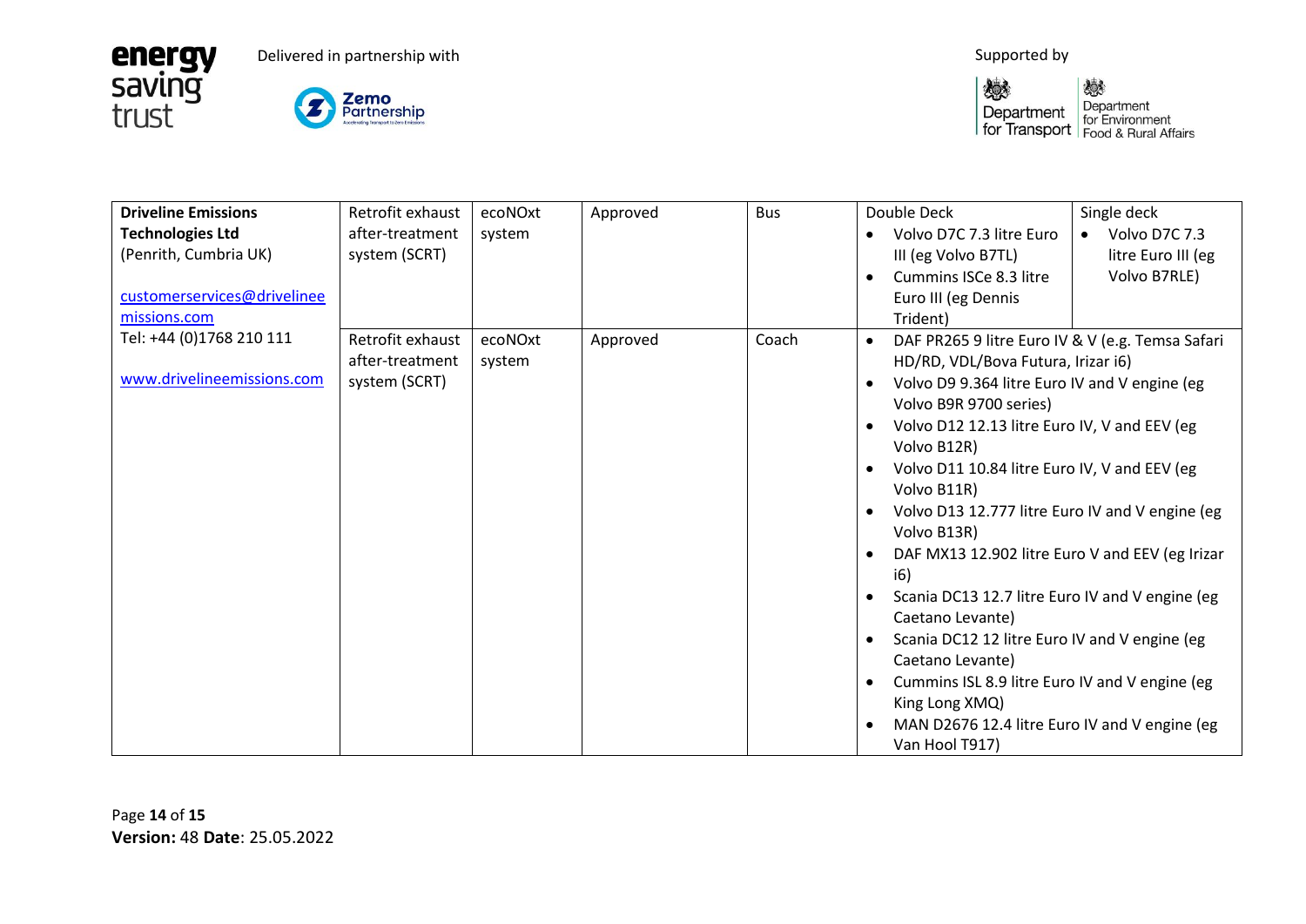| | | | | | | |
|---|---|---|---|---|---|---|
| **Driveline Emissions Technologies Ltd** (Penrith, Cumbria UK) customerservices@drivelineemissions.com | Retrofit exhaust after-treatment system (SCRT) | ecoNOxt system | Approved | Bus | Double Deck<br>• Volvo D7C 7.3 litre Euro III (eg Volvo B7TL)<br>• Cummins ISCe 8.3 litre Euro III (eg Dennis Trident) | Single deck<br>• Volvo D7C 7.3 litre Euro III (eg Volvo B7RLE) |
| Tel: +44 (0)1768 210 111<br><br>www.drivelineemissions.com | Retrofit exhaust after-treatment system (SCRT) | ecoNOxt system | Approved | Coach | • DAF PR265 9 litre Euro IV & V (e.g. Temsa Safari HD/RD, VDL/Bova Futura, Irizar i6)<br>• Volvo D9 9.364 litre Euro IV and V engine (eg Volvo B9R 9700 series)<br>• Volvo D12 12.13 litre Euro IV, V and EEV (eg Volvo B12R)<br>• Volvo D11 10.84 litre Euro IV, V and EEV (eg Volvo B11R)<br>• Volvo D13 12.777 litre Euro IV and V engine (eg Volvo B13R)<br>• DAF MX13 12.902 litre Euro V and EEV (eg Irizar i6)<br>• Scania DC13 12.7 litre Euro IV and V engine (eg Caetano Levante)<br>• Scania DC12 12 litre Euro IV and V engine (eg Caetano Levante)<br>• Cummins ISL 8.9 litre Euro IV and V engine (eg King Long XMQ)<br>• MAN D2676 12.4 litre Euro IV and V engine (eg Van Hool T917) | |

**Version:** 48 **Date**: 25.05.2022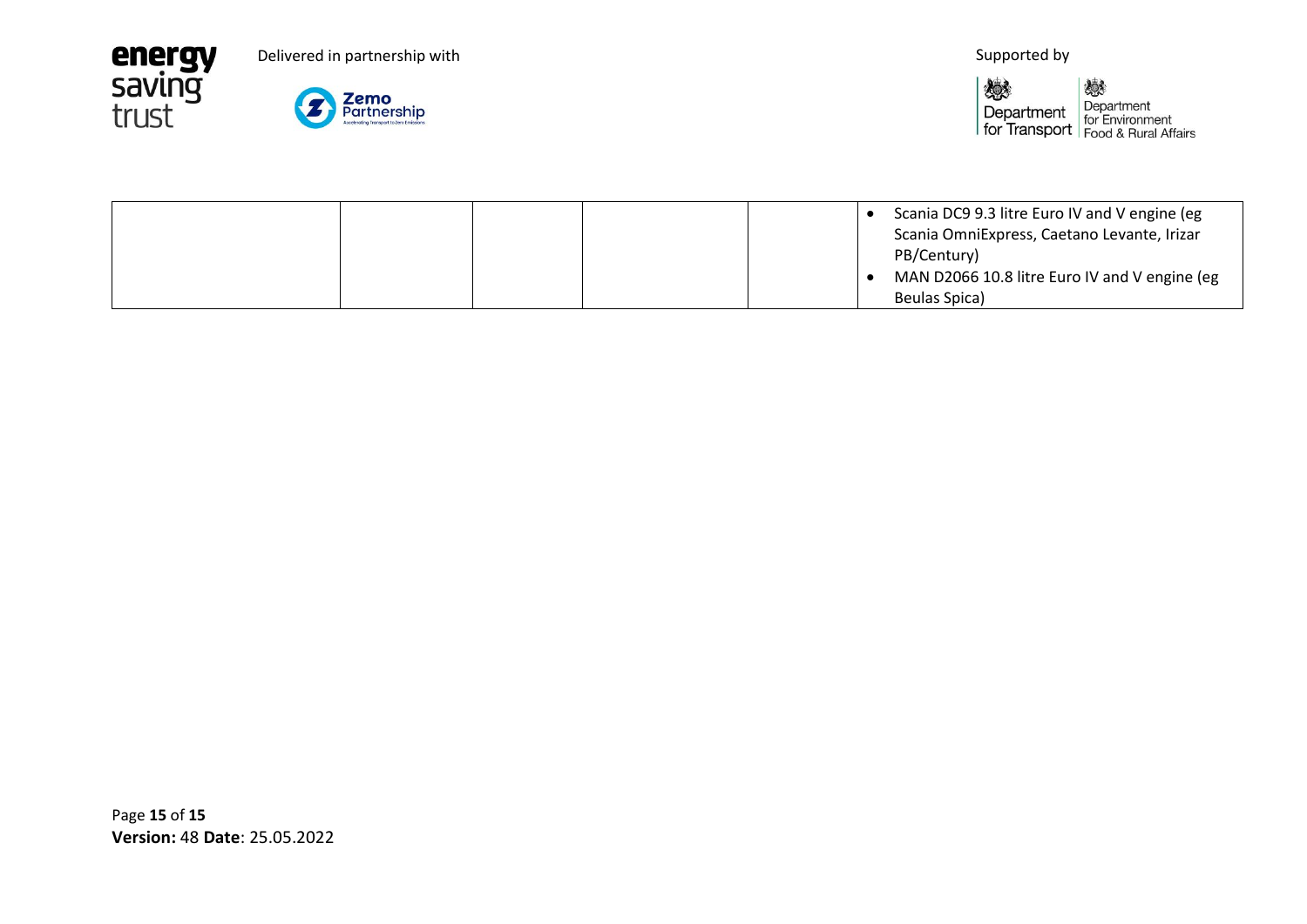| | | | | | |
|---|---|---|---|---|---|
| | | | | | • Scania DC9 9.3 litre Euro IV and V engine (eg Scania OmniExpress, Caetano Levante, Irizar PB/Century)<br>• MAN D2066 10.8 litre Euro IV and V engine (eg Beulas Spica) |

**Version:** 48 **Date**: 25.05.2022